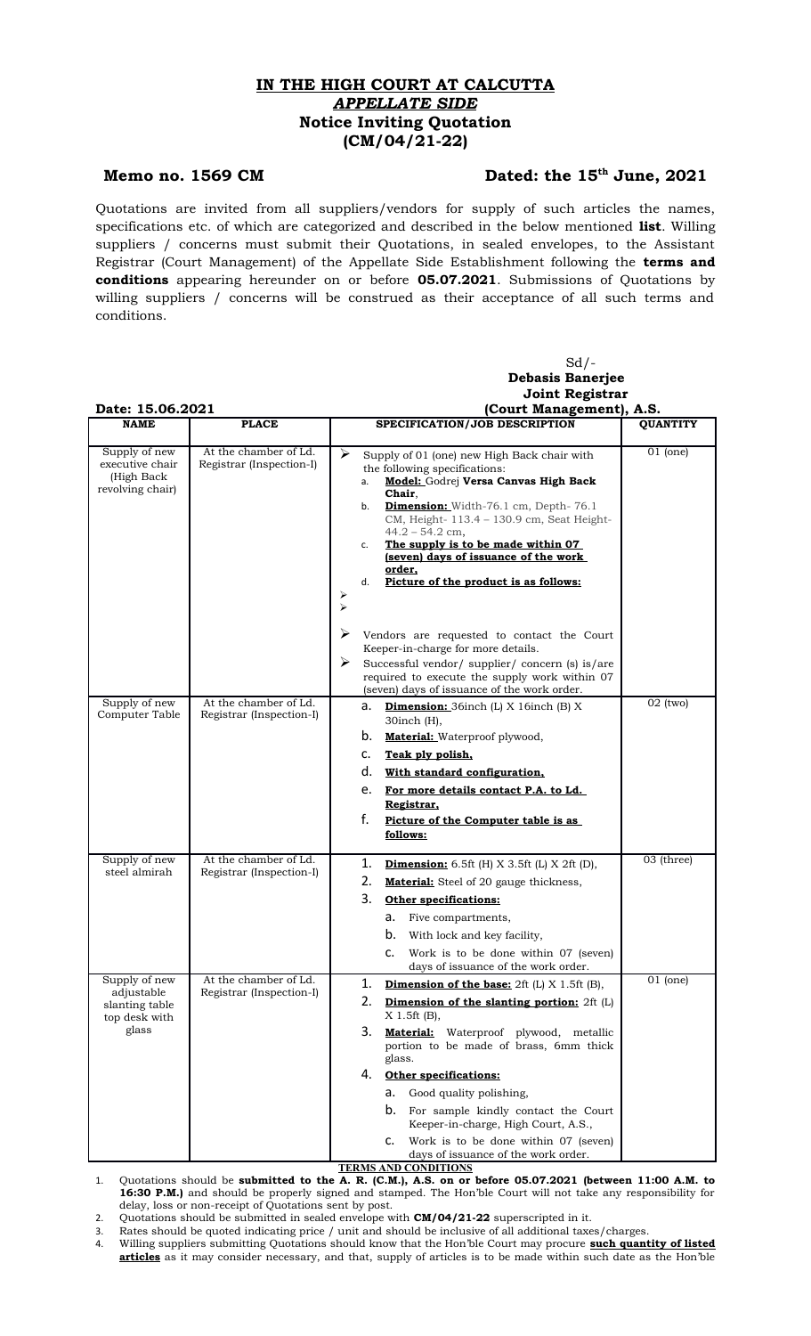# IN THE HIGH COURT AT CALCUTTA

## *APPELLATE SIDE*

## Notice Inviting Quotation (CM/04/21-22)

**Memo no. 1569 CM** **Dated: the 15th June, 2021**

Quotations are invited from all suppliers/vendors for supply of such articles the names, specifications etc. of which are categorized and described in the below mentioned **list**. Willing suppliers / concerns must submit their Quotations, in sealed envelopes, to the Assistant Registrar (Court Management) of the Appellate Side Establishment following the **terms and conditions** appearing hereunder on or before **05.07.2021**. Submissions of Quotations by willing suppliers / concerns will be construed as their acceptance of all such terms and conditions.

Sd/-
**Debasis Banerjee**
**Joint Registrar**
**(Court Management), A.S.**

**Date: 15.06.2021**

| NAME | PLACE | SPECIFICATION/JOB DESCRIPTION | QUANTITY |
|---|---|---|---|
| Supply of new executive chair (High Back revolving chair) | At the chamber of Ld. Registrar (Inspection-I) | ➢ Supply of 01 (one) new High Back chair with the following specifications:<br>a. **Model:** Godrej **Versa Canvas High Back Chair**,<br>b. **Dimension:** Width-76.1 cm, Depth- 76.1 CM, Height- 113.4 – 130.9 cm, Seat Height- 44.2 – 54.2 cm,<br>c. **The supply is to be made within 07 (seven) days of issuance of the work order,**<br>d. **Picture of the product is as follows:**<br>➢<br>➢<br>➢ Vendors are requested to contact the Court Keeper-in-charge for more details.<br>➢ Successful vendor/ supplier/ concern (s) is/are required to execute the supply work within 07 (seven) days of issuance of the work order. | 01 (one) |
| Supply of new Computer Table | At the chamber of Ld. Registrar (Inspection-I) | a. **Dimension:** 36inch (L) X 16inch (B) X 30inch (H),<br>b. **Material:** Waterproof plywood,<br>c. **Teak ply polish,**<br>d. **With standard configuration,**<br>e. **For more details contact P.A. to Ld. Registrar,**<br>f. **Picture of the Computer table is as follows:** | 02 (two) |
| Supply of new steel almirah | At the chamber of Ld. Registrar (Inspection-I) | 1. **Dimension:** 6.5ft (H) X 3.5ft (L) X 2ft (D),<br>2. **Material:** Steel of 20 gauge thickness,<br>3. **Other specifications:**<br>a. Five compartments,<br>b. With lock and key facility,<br>c. Work is to be done within 07 (seven) days of issuance of the work order. | 03 (three) |
| Supply of new adjustable slanting table top desk with glass | At the chamber of Ld. Registrar (Inspection-I) | 1. **Dimension of the base:** 2ft (L) X 1.5ft (B),<br>2. **Dimension of the slanting portion:** 2ft (L) X 1.5ft (B),<br>3. **Material:** Waterproof plywood, metallic portion to be made of brass, 6mm thick glass.<br>4. **Other specifications:**<br>a. Good quality polishing,<br>b. For sample kindly contact the Court Keeper-in-charge, High Court, A.S.,<br>c. Work is to be done within 07 (seven) days of issuance of the work order. | 01 (one) |

**TERMS AND CONDITIONS**

1. Quotations should be **submitted to the A. R. (C.M.), A.S. on or before 05.07.2021 (between 11:00 A.M. to 16:30 P.M.)** and should be properly signed and stamped. The Hon'ble Court will not take any responsibility for delay, loss or non-receipt of Quotations sent by post.
2. Quotations should be submitted in sealed envelope with **CM/04/21-22** superscripted in it.
3. Rates should be quoted indicating price / unit and should be inclusive of all additional taxes/charges.
4. Willing suppliers submitting Quotations should know that the Hon'ble Court may procure **such quantity of listed articles** as it may consider necessary, and that, supply of articles is to be made within such date as the Hon'ble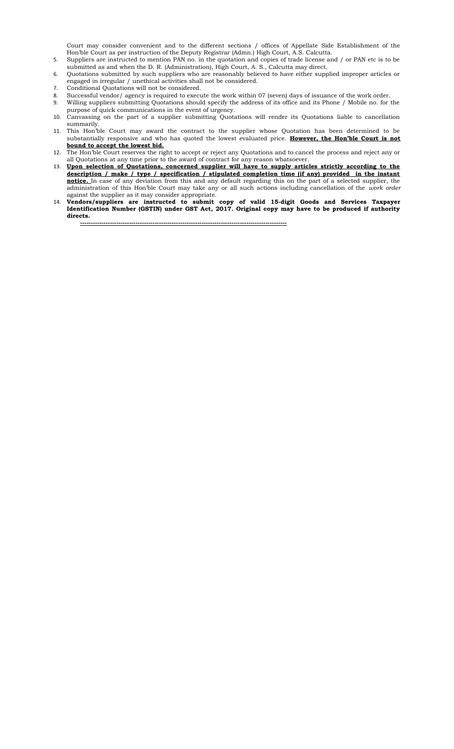Court may consider convenient and to the different sections / offices of Appellate Side Establishment of the Hon'ble Court as per instruction of the Deputy Registrar (Admn.) High Court, A.S. Calcutta.

5. Suppliers are instructed to mention PAN no. in the quotation and copies of trade license and / or PAN etc is to be submitted as and when the D. R. (Administration), High Court, A. S., Calcutta may direct.
6. Quotations submitted by such suppliers who are reasonably believed to have either supplied improper articles or engaged in irregular / unethical activities shall not be considered.
7. Conditional Quotations will not be considered.
8. Successful vendor/ agency is required to execute the work within 07 (seven) days of issuance of the work order.
9. Willing suppliers submitting Quotations should specify the address of its office and its Phone / Mobile no. for the purpose of quick communications in the event of urgency.
10. Canvassing on the part of a supplier submitting Quotations will render its Quotations liable to cancellation summarily.
11. This Hon'ble Court may award the contract to the supplier whose Quotation has been determined to be substantially responsive and who has quoted the lowest evaluated price. **However, the Hon'ble Court is not bound to accept the lowest bid.**
12. The Hon'ble Court reserves the right to accept or reject any Quotations and to cancel the process and reject any or all Quotations at any time prior to the award of contract for any reason whatsoever.
13. **Upon selection of Quotations, concerned supplier will have to supply articles strictly according to the description / make / type / specification / stipulated completion time (if any) provided in the instant notice.** In case of any deviation from this and any default regarding this on the part of a selected supplier, the administration of this Hon'ble Court may take any or all such actions including cancellation of the *work order* against the supplier as it may consider appropriate.
14. **Vendors/suppliers are instructed to submit copy of valid 15-digit Goods and Services Taxpayer Identification Number (GSTIN) under GST Act, 2017. Original copy may have to be produced if authority directs.**

---